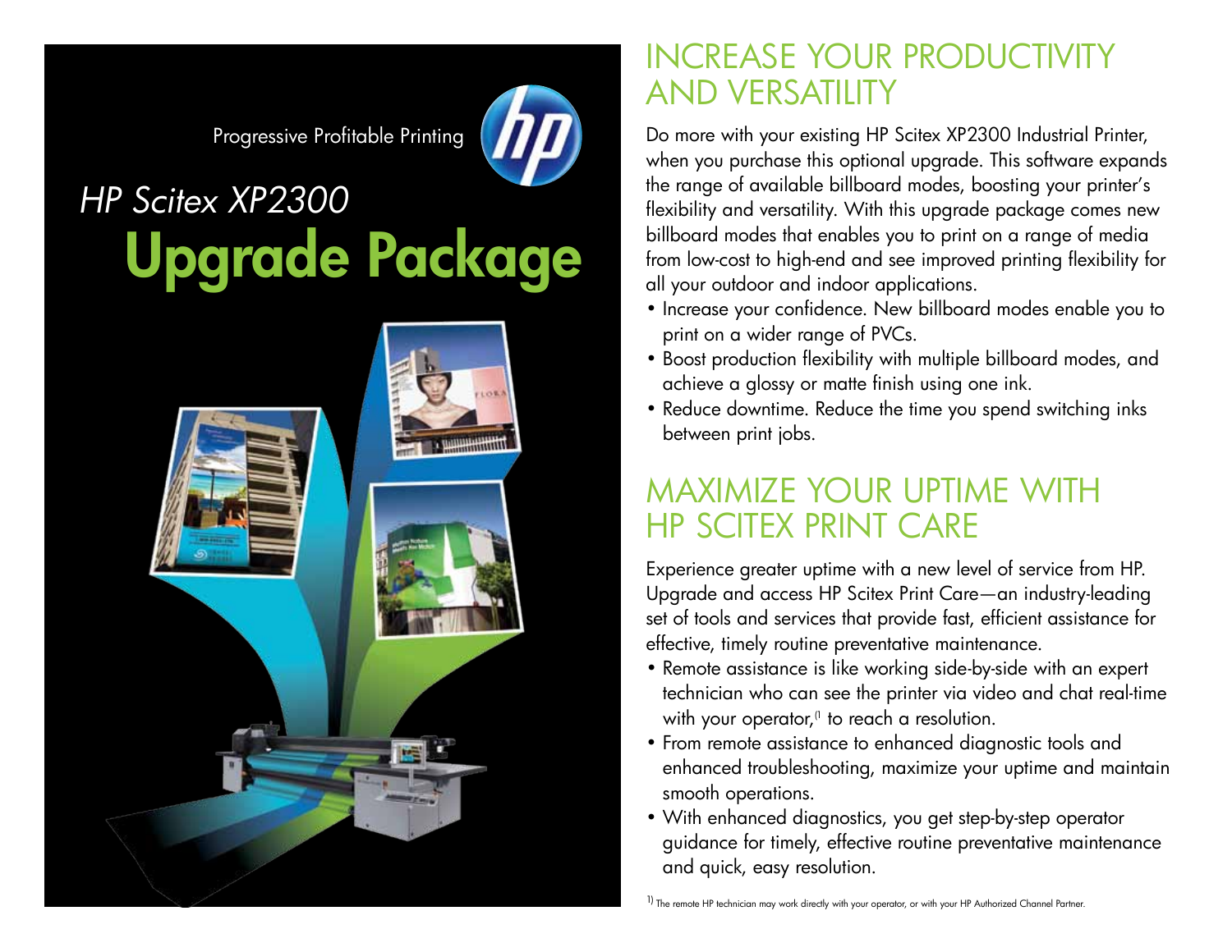Progressive Profitable Printing

*HP Scitex XP2300*

# Upgrade Package

## INCREASE YOUR PRODUCTIVITY AND VERSATILITY

Do more with your existing HP Scitex XP2300 Industrial Printer, when you purchase this optional upgrade. This software expands the range of available billboard modes, boosting your printer's flexibility and versatility. With this upgrade package comes new billboard modes that enables you to print on a range of media from low-cost to high-end and see improved printing flexibility for all your outdoor and indoor applications.

- Increase your confidence. New billboard modes enable you to print on a wider range of PVCs.
- Boost production flexibility with multiple billboard modes, and achieve a glossy or matte finish using one ink.
- Reduce downtime. Reduce the time you spend switching inks between print jobs.

## MAXIMIZE YOUR UPTIME WITH HP SCITEX PRINT CARE

Experience greater uptime with a new level of service from HP. Upgrade and access HP Scitex Print Care—an industry-leading set of tools and services that provide fast, efficient assistance for effective, timely routine preventative maintenance.

- Remote assistance is like working side-by-side with an expert technician who can see the printer via video and chat real-time with your operator,[1] to reach a resolution.
- From remote assistance to enhanced diagnostic tools and enhanced troubleshooting, maximize your uptime and maintain smooth operations.
- With enhanced diagnostics, you get step-by-step operator guidance for timely, effective routine preventative maintenance and quick, easy resolution.

[1] The remote HP technician may work directly with your operator, or with your HP Authorized Channel Partner.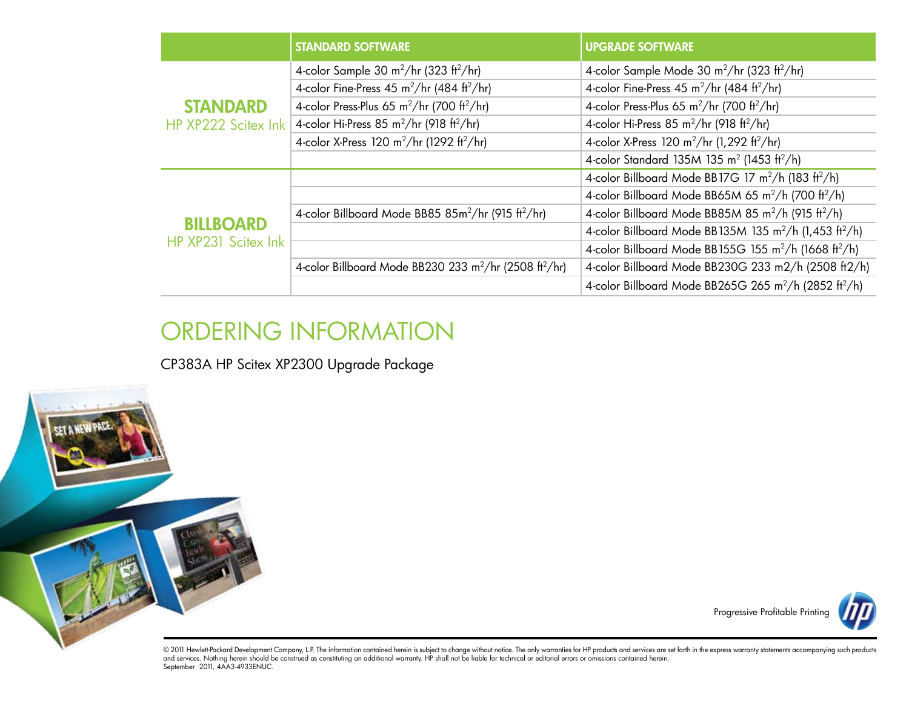| | STANDARD SOFTWARE | UPGRADE SOFTWARE |
|---|---|---|
| **STANDARD** HP XP222 Scitex Ink | 4-color Sample 30 $m^2$/hr (323 $ft^2$/hr) | 4-color Sample Mode 30 $m^2$/hr (323 $ft^2$/hr) |
| | 4-color Fine-Press 45 $m^2$/hr (484 $ft^2$/hr) | 4-color Fine-Press 45 $m^2$/hr (484 $ft^2$/hr) |
| | 4-color Press-Plus 65 $m^2$/hr (700 $ft^2$/hr) | 4-color Press-Plus 65 $m^2$/hr (700 $ft^2$/hr) |
| | 4-color Hi-Press 85 $m^2$/hr (918 $ft^2$/hr) | 4-color Hi-Press 85 $m^2$/hr (918 $ft^2$/hr) |
| | 4-color X-Press 120 $m^2$/hr (1292 $ft^2$/hr) | 4-color X-Press 120 $m^2$/hr (1,292 $ft^2$/hr) |
| | | 4-color Standard 135M 135 $m^2$ (1453 $ft^2$/h) |
| **BILLBOARD** HP XP231 Scitex Ink | | 4-color Billboard Mode BB17G 17 $m^2$/h (183 $ft^2$/h) |
| | | 4-color Billboard Mode BB65M 65 $m^2$/h (700 $ft^2$/h) |
| | 4-color Billboard Mode BB85 85$m^2$/hr (915 $ft^2$/hr) | 4-color Billboard Mode BB85M 85 $m^2$/h (915 $ft^2$/h) |
| | | 4-color Billboard Mode BB135M 135 $m^2$/h (1,453 $ft^2$/h) |
| | | 4-color Billboard Mode BB155G 155 $m^2$/h (1668 $ft^2$/h) |
| | 4-color Billboard Mode BB230 233 $m^2$/hr (2508 $ft^2$/hr) | 4-color Billboard Mode BB230G 233 m2/h (2508 ft2/h) |
| | | 4-color Billboard Mode BB265G 265 $m^2$/h (2852 $ft^2$/h) |

# ORDERING INFORMATION

CP383A HP Scitex XP2300 Upgrade Package

Progressive Profitable Printing

© 2011 Hewlett-Packard Development Company, L.P. The information contained herein is subject to change without notice. The only warranties for HP products and services are set forth in the express warranty statements accompanying such products and services. Nothing herein should be construed as constituting an additional warranty. HP shall not be liable for technical or editorial errors or omissions contained herein.
September 2011, 4AA3-4933ENUC.